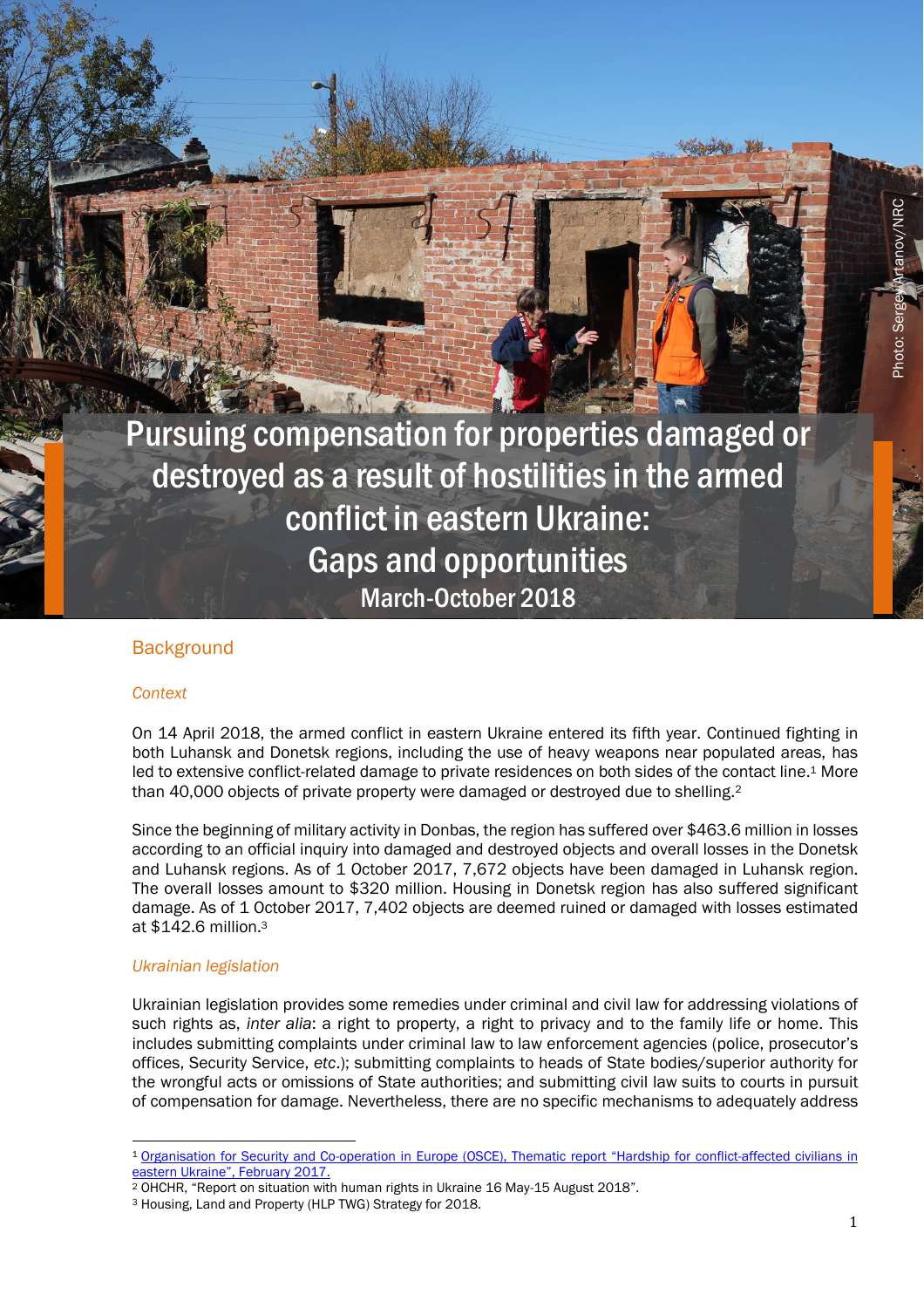# Pursuing compensation for properties damaged or destroyed as a result of hostilities in the armed conflict in eastern Ukraine: Gaps and opportunities

## March-October 2018

Photo: Sergey Artanov/NRC

## Background

### *Context*

On 14 April 2018, the armed conflict in eastern Ukraine entered its fifth year. Continued fighting in both Luhansk and Donetsk regions, including the use of heavy weapons near populated areas, has led to extensive conflict-related damage to private residences on both sides of the contact line.[1] More than 40,000 objects of private property were damaged or destroyed due to shelling.[2]

Since the beginning of military activity in Donbas, the region has suffered over $463.6 million in losses according to an official inquiry into damaged and destroyed objects and overall losses in the Donetsk and Luhansk regions. As of 1 October 2017, 7,672 objects have been damaged in Luhansk region. The overall losses amount to $320 million. Housing in Donetsk region has also suffered significant damage. As of 1 October 2017, 7,402 objects are deemed ruined or damaged with losses estimated at $142.6 million.[3]

### *Ukrainian legislation*

Ukrainian legislation provides some remedies under criminal and civil law for addressing violations of such rights as, *inter alia*: a right to property, a right to privacy and to the family life or home. This includes submitting complaints under criminal law to law enforcement agencies (police, prosecutor's offices, Security Service, *etc*.); submitting complaints to heads of State bodies/superior authority for the wrongful acts or omissions of State authorities; and submitting civil law suits to courts in pursuit of compensation for damage. Nevertheless, there are no specific mechanisms to adequately address

---

[1] Organisation for Security and Co-operation in Europe (OSCE), Thematic report "Hardship for conflict-affected civilians in eastern Ukraine", February 2017.

[2] OHCHR, "Report on situation with human rights in Ukraine 16 May-15 August 2018".

[3] Housing, Land and Property (HLP TWG) Strategy for 2018.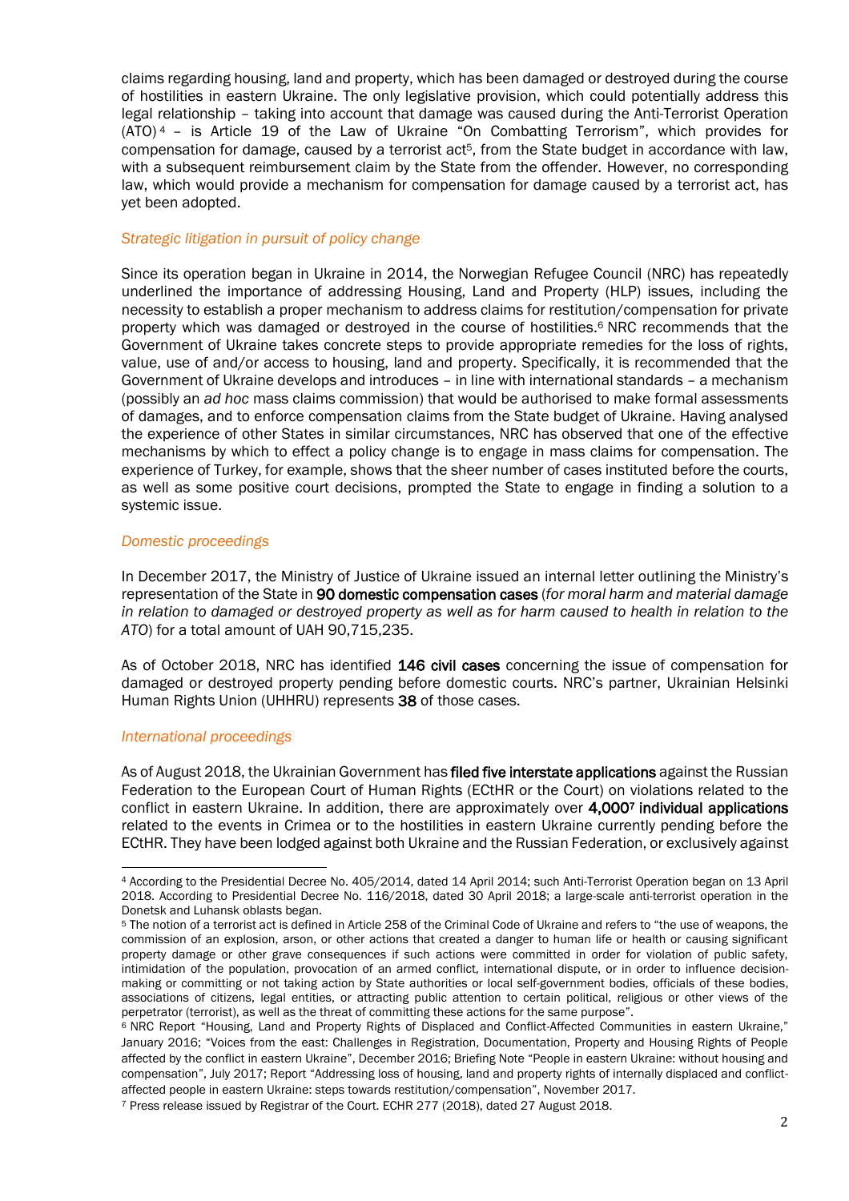claims regarding housing, land and property, which has been damaged or destroyed during the course of hostilities in eastern Ukraine. The only legislative provision, which could potentially address this legal relationship – taking into account that damage was caused during the Anti-Terrorist Operation (ATO)[4] – is Article 19 of the Law of Ukraine "On Combatting Terrorism", which provides for compensation for damage, caused by a terrorist act[5], from the State budget in accordance with law, with a subsequent reimbursement claim by the State from the offender. However, no corresponding law, which would provide a mechanism for compensation for damage caused by a terrorist act, has yet been adopted.

### *Strategic litigation in pursuit of policy change*

Since its operation began in Ukraine in 2014, the Norwegian Refugee Council (NRC) has repeatedly underlined the importance of addressing Housing, Land and Property (HLP) issues, including the necessity to establish a proper mechanism to address claims for restitution/compensation for private property which was damaged or destroyed in the course of hostilities.[6] NRC recommends that the Government of Ukraine takes concrete steps to provide appropriate remedies for the loss of rights, value, use of and/or access to housing, land and property. Specifically, it is recommended that the Government of Ukraine develops and introduces – in line with international standards – a mechanism (possibly an *ad hoc* mass claims commission) that would be authorised to make formal assessments of damages, and to enforce compensation claims from the State budget of Ukraine. Having analysed the experience of other States in similar circumstances, NRC has observed that one of the effective mechanisms by which to effect a policy change is to engage in mass claims for compensation. The experience of Turkey, for example, shows that the sheer number of cases instituted before the courts, as well as some positive court decisions, prompted the State to engage in finding a solution to a systemic issue.

### *Domestic proceedings*

In December 2017, the Ministry of Justice of Ukraine issued an internal letter outlining the Ministry's representation of the State in **90 domestic compensation cases** (*for moral harm and material damage in relation to damaged or destroyed property as well as for harm caused to health in relation to the ATO*) for a total amount of UAH 90,715,235.

As of October 2018, NRC has identified **146 civil cases** concerning the issue of compensation for damaged or destroyed property pending before domestic courts. NRC's partner, Ukrainian Helsinki Human Rights Union (UHHRU) represents **38** of those cases.

### *International proceedings*

As of August 2018, the Ukrainian Government has **filed five interstate applications** against the Russian Federation to the European Court of Human Rights (ECtHR or the Court) on violations related to the conflict in eastern Ukraine. In addition, there are approximately over **4,000**[7] **individual applications** related to the events in Crimea or to the hostilities in eastern Ukraine currently pending before the ECtHR. They have been lodged against both Ukraine and the Russian Federation, or exclusively against

---

[4] According to the Presidential Decree No. 405/2014, dated 14 April 2014; such Anti-Terrorist Operation began on 13 April 2018. According to Presidential Decree No. 116/2018, dated 30 April 2018; a large-scale anti-terrorist operation in the Donetsk and Luhansk oblasts began.

[5] The notion of a terrorist act is defined in Article 258 of the Criminal Code of Ukraine and refers to "the use of weapons, the commission of an explosion, arson, or other actions that created a danger to human life or health or causing significant property damage or other grave consequences if such actions were committed in order for violation of public safety, intimidation of the population, provocation of an armed conflict, international dispute, or in order to influence decision-making or committing or not taking action by State authorities or local self-government bodies, officials of these bodies, associations of citizens, legal entities, or attracting public attention to certain political, religious or other views of the perpetrator (terrorist), as well as the threat of committing these actions for the same purpose".

[6] NRC Report "Housing, Land and Property Rights of Displaced and Conflict-Affected Communities in eastern Ukraine," January 2016; "Voices from the east: Challenges in Registration, Documentation, Property and Housing Rights of People affected by the conflict in eastern Ukraine", December 2016; Briefing Note "People in eastern Ukraine: without housing and compensation", July 2017; Report "Addressing loss of housing, land and property rights of internally displaced and conflict-affected people in eastern Ukraine: steps towards restitution/compensation", November 2017.

[7] Press release issued by Registrar of the Court. ECHR 277 (2018), dated 27 August 2018.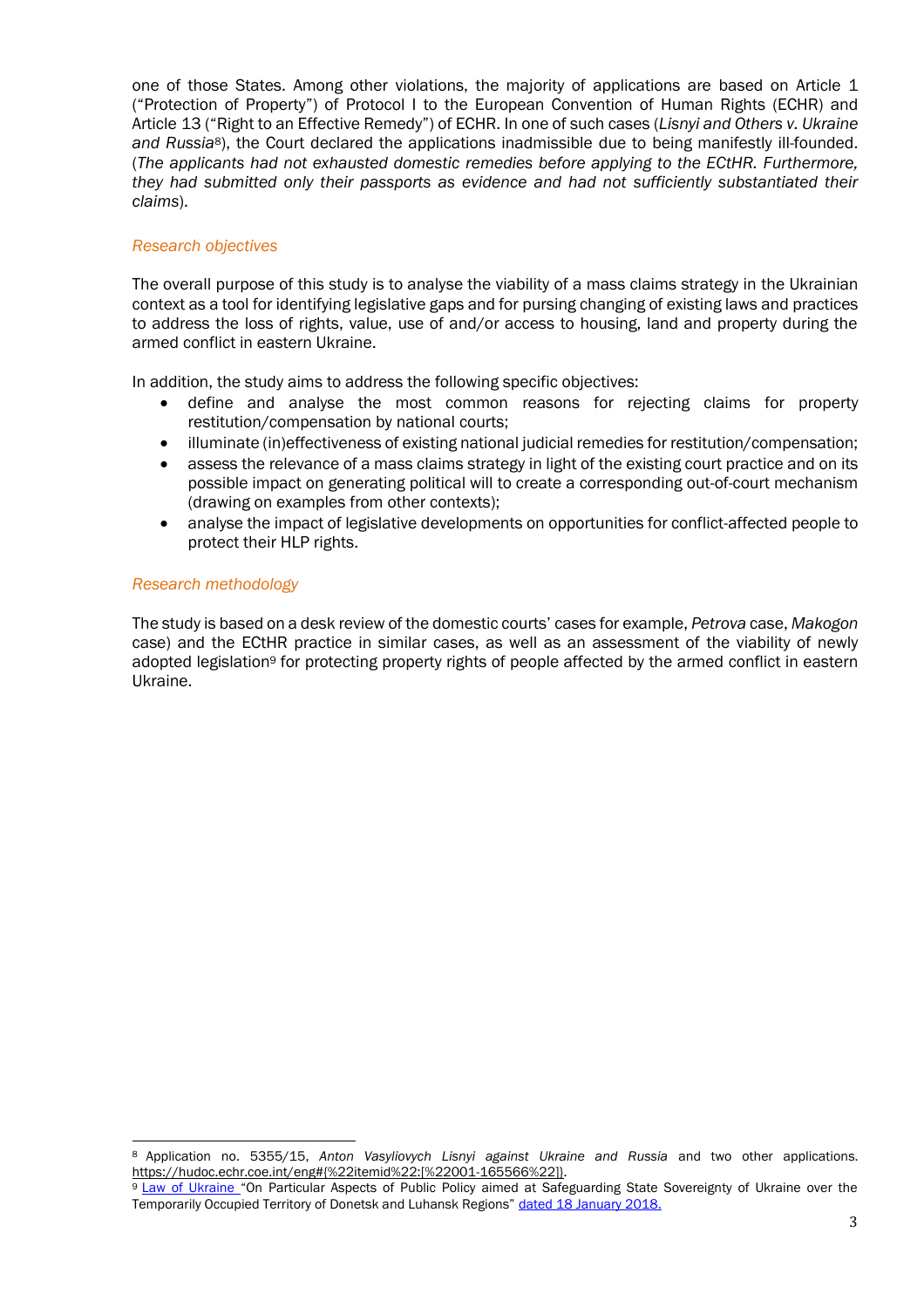one of those States. Among other violations, the majority of applications are based on Article 1 ("Protection of Property") of Protocol I to the European Convention of Human Rights (ECHR) and Article 13 ("Right to an Effective Remedy") of ECHR. In one of such cases (*Lisnyi and Others v. Ukraine and Russia*[8]), the Court declared the applications inadmissible due to being manifestly ill-founded. (*The applicants had not exhausted domestic remedies before applying to the ECtHR. Furthermore, they had submitted only their passports as evidence and had not sufficiently substantiated their claims*).

### *Research objectives*

The overall purpose of this study is to analyse the viability of a mass claims strategy in the Ukrainian context as a tool for identifying legislative gaps and for pursing changing of existing laws and practices to address the loss of rights, value, use of and/or access to housing, land and property during the armed conflict in eastern Ukraine.

In addition, the study aims to address the following specific objectives:

- define and analyse the most common reasons for rejecting claims for property restitution/compensation by national courts;
- illuminate (in)effectiveness of existing national judicial remedies for restitution/compensation;
- assess the relevance of a mass claims strategy in light of the existing court practice and on its possible impact on generating political will to create a corresponding out-of-court mechanism (drawing on examples from other contexts);
- analyse the impact of legislative developments on opportunities for conflict-affected people to protect their HLP rights.

### *Research methodology*

The study is based on a desk review of the domestic courts' cases for example, *Petrova* case, *Makogon* case) and the ECtHR practice in similar cases, as well as an assessment of the viability of newly adopted legislation[9] for protecting property rights of people affected by the armed conflict in eastern Ukraine.

---

[8] Application no. 5355/15, *Anton Vasyliovych Lisnyi against Ukraine and Russia* and two other applications. https://hudoc.echr.coe.int/eng#{%22itemid%22:[%22001-165566%22]}.

[9] Law of Ukraine "On Particular Aspects of Public Policy aimed at Safeguarding State Sovereignty of Ukraine over the Temporarily Occupied Territory of Donetsk and Luhansk Regions" dated 18 January 2018.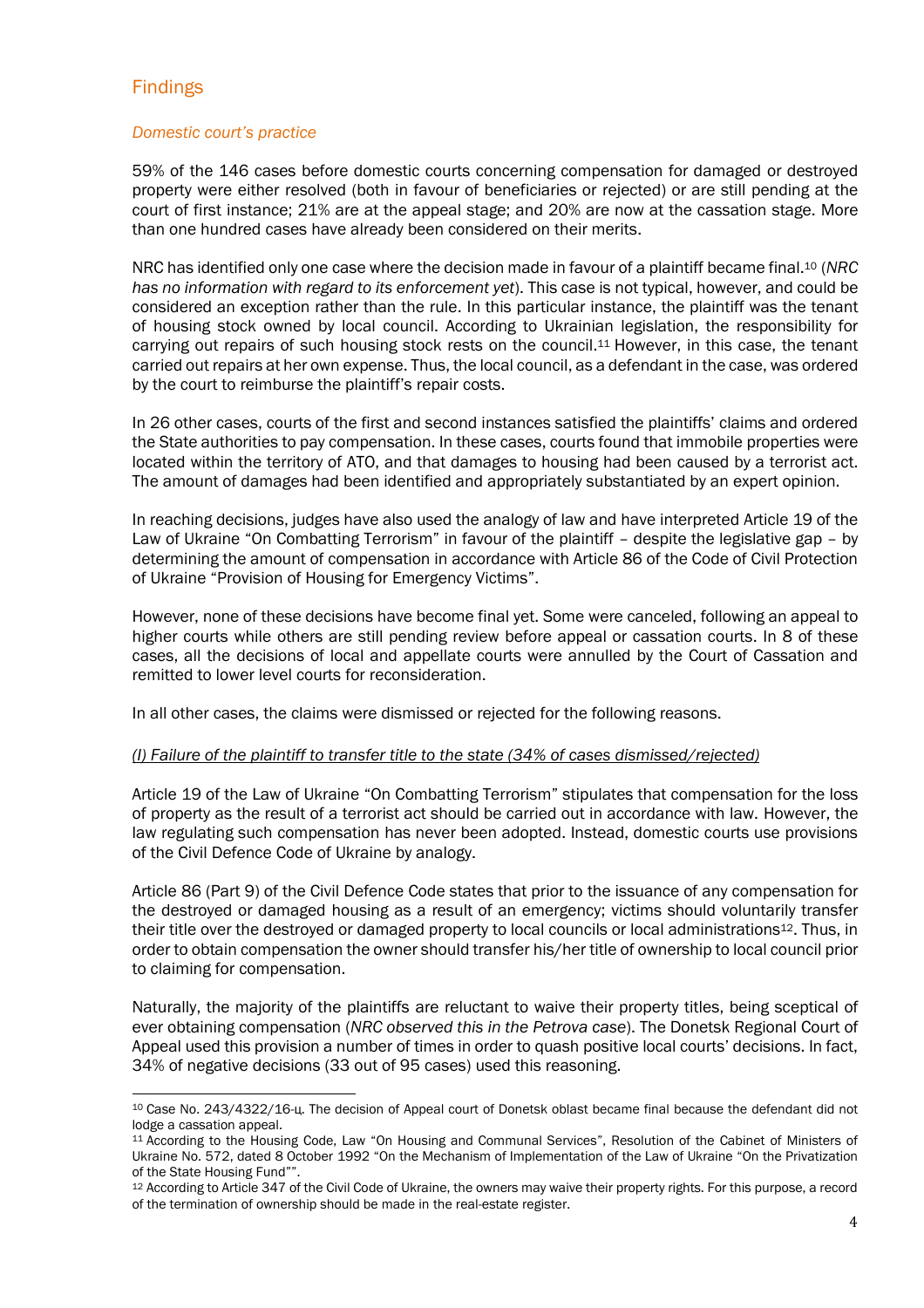## Findings

### *Domestic court's practice*

59% of the 146 cases before domestic courts concerning compensation for damaged or destroyed property were either resolved (both in favour of beneficiaries or rejected) or are still pending at the court of first instance; 21% are at the appeal stage; and 20% are now at the cassation stage. More than one hundred cases have already been considered on their merits.

NRC has identified only one case where the decision made in favour of a plaintiff became final.[10] (*NRC has no information with regard to its enforcement yet*). This case is not typical, however, and could be considered an exception rather than the rule. In this particular instance, the plaintiff was the tenant of housing stock owned by local council. According to Ukrainian legislation, the responsibility for carrying out repairs of such housing stock rests on the council.[11] However, in this case, the tenant carried out repairs at her own expense. Thus, the local council, as a defendant in the case, was ordered by the court to reimburse the plaintiff's repair costs.

In 26 other cases, courts of the first and second instances satisfied the plaintiffs' claims and ordered the State authorities to pay compensation. In these cases, courts found that immobile properties were located within the territory of ATO, and that damages to housing had been caused by a terrorist act. The amount of damages had been identified and appropriately substantiated by an expert opinion.

In reaching decisions, judges have also used the analogy of law and have interpreted Article 19 of the Law of Ukraine "On Combatting Terrorism" in favour of the plaintiff – despite the legislative gap – by determining the amount of compensation in accordance with Article 86 of the Code of Civil Protection of Ukraine "Provision of Housing for Emergency Victims".

However, none of these decisions have become final yet. Some were canceled, following an appeal to higher courts while others are still pending review before appeal or cassation courts. In 8 of these cases, all the decisions of local and appellate courts were annulled by the Court of Cassation and remitted to lower level courts for reconsideration.

In all other cases, the claims were dismissed or rejected for the following reasons.

<u>*(I) Failure of the plaintiff to transfer title to the state (34% of cases dismissed/rejected)*</u>

Article 19 of the Law of Ukraine "On Combatting Terrorism" stipulates that compensation for the loss of property as the result of a terrorist act should be carried out in accordance with law. However, the law regulating such compensation has never been adopted. Instead, domestic courts use provisions of the Civil Defence Code of Ukraine by analogy.

Article 86 (Part 9) of the Civil Defence Code states that prior to the issuance of any compensation for the destroyed or damaged housing as a result of an emergency; victims should voluntarily transfer their title over the destroyed or damaged property to local councils or local administrations[12]. Thus, in order to obtain compensation the owner should transfer his/her title of ownership to local council prior to claiming for compensation.

Naturally, the majority of the plaintiffs are reluctant to waive their property titles, being sceptical of ever obtaining compensation (*NRC observed this in the Petrova case*). The Donetsk Regional Court of Appeal used this provision a number of times in order to quash positive local courts' decisions. In fact, 34% of negative decisions (33 out of 95 cases) used this reasoning.

---

[10] Case No. 243/4322/16-ц. The decision of Appeal court of Donetsk oblast became final because the defendant did not lodge a cassation appeal.

[11] According to the Housing Code, Law "On Housing and Communal Services", Resolution of the Cabinet of Ministers of Ukraine No. 572, dated 8 October 1992 "On the Mechanism of Implementation of the Law of Ukraine "On the Privatization of the State Housing Fund"".

[12] According to Article 347 of the Civil Code of Ukraine, the owners may waive their property rights. For this purpose, a record of the termination of ownership should be made in the real-estate register.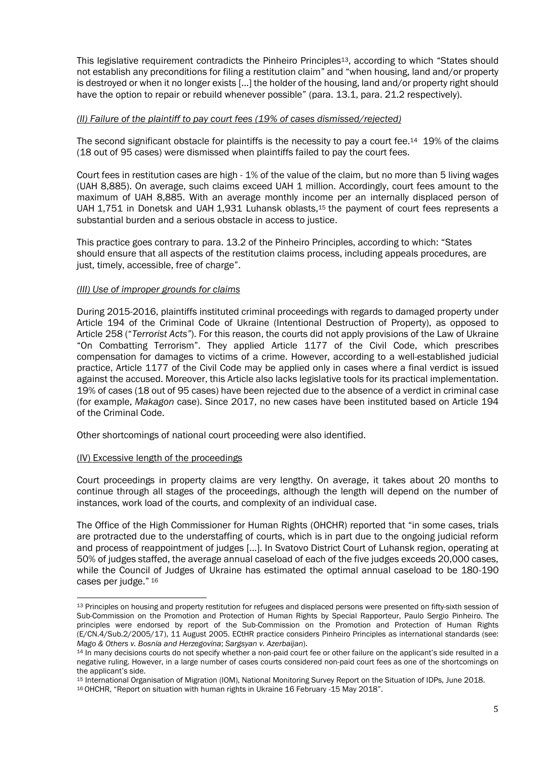This legislative requirement contradicts the Pinheiro Principles[13], according to which "States should not establish any preconditions for filing a restitution claim" and "when housing, land and/or property is destroyed or when it no longer exists [...] the holder of the housing, land and/or property right should have the option to repair or rebuild whenever possible" (para. 13.1, para. 21.2 respectively).

*(II) Failure of the plaintiff to pay court fees (19% of cases dismissed/rejected)*

The second significant obstacle for plaintiffs is the necessity to pay a court fee.[14] 19% of the claims (18 out of 95 cases) were dismissed when plaintiffs failed to pay the court fees.

Court fees in restitution cases are high - 1% of the value of the claim, but no more than 5 living wages (UAH 8,885). On average, such claims exceed UAH 1 million. Accordingly, court fees amount to the maximum of UAH 8,885. With an average monthly income per an internally displaced person of UAH 1,751 in Donetsk and UAH 1,931 Luhansk oblasts,[15] the payment of court fees represents a substantial burden and a serious obstacle in access to justice.

This practice goes contrary to para. 13.2 of the Pinheiro Principles, according to which: "States should ensure that all aspects of the restitution claims process, including appeals procedures, are just, timely, accessible, free of charge".

*(III) Use of improper grounds for claims*

During 2015-2016, plaintiffs instituted criminal proceedings with regards to damaged property under Article 194 of the Criminal Code of Ukraine (Intentional Destruction of Property), as opposed to Article 258 ("*Terrorist Acts*"). For this reason, the courts did not apply provisions of the Law of Ukraine "On Combatting Terrorism". They applied Article 1177 of the Civil Code, which prescribes compensation for damages to victims of a crime. However, according to a well-established judicial practice, Article 1177 of the Civil Code may be applied only in cases where a final verdict is issued against the accused. Moreover, this Article also lacks legislative tools for its practical implementation. 19% of cases (18 out of 95 cases) have been rejected due to the absence of a verdict in criminal case (for example, *Makagon* case). Since 2017, no new cases have been instituted based on Article 194 of the Criminal Code.

Other shortcomings of national court proceeding were also identified.

(IV) Excessive length of the proceedings

Court proceedings in property claims are very lengthy. On average, it takes about 20 months to continue through all stages of the proceedings, although the length will depend on the number of instances, work load of the courts, and complexity of an individual case.

The Office of the High Commissioner for Human Rights (OHCHR) reported that "in some cases, trials are protracted due to the understaffing of courts, which is in part due to the ongoing judicial reform and process of reappointment of judges [...]. In Svatovo District Court of Luhansk region, operating at 50% of judges staffed, the average annual caseload of each of the five judges exceeds 20,000 cases, while the Council of Judges of Ukraine has estimated the optimal annual caseload to be 180-190 cases per judge." [16]

---

[13] Principles on housing and property restitution for refugees and displaced persons were presented on fifty-sixth session of Sub-Commission on the Promotion and Protection of Human Rights by Special Rapporteur, Paulo Sergio Pinheiro. The principles were endorsed by report of the Sub-Commission on the Promotion and Protection of Human Rights (E/CN.4/Sub.2/2005/17), 11 August 2005. ECtHR practice considers Pinheiro Principles as international standards (see: *Mago & Others v. Bosnia and Herzegovina*; *Sargsyan v. Azerbaijan*).

[14] In many decisions courts do not specify whether a non-paid court fee or other failure on the applicant's side resulted in a negative ruling. However, in a large number of cases courts considered non-paid court fees as one of the shortcomings on the applicant's side.

[15] International Organisation of Migration (IOM), National Monitoring Survey Report on the Situation of IDPs, June 2018.

[16] OHCHR, "Report on situation with human rights in Ukraine 16 February -15 May 2018".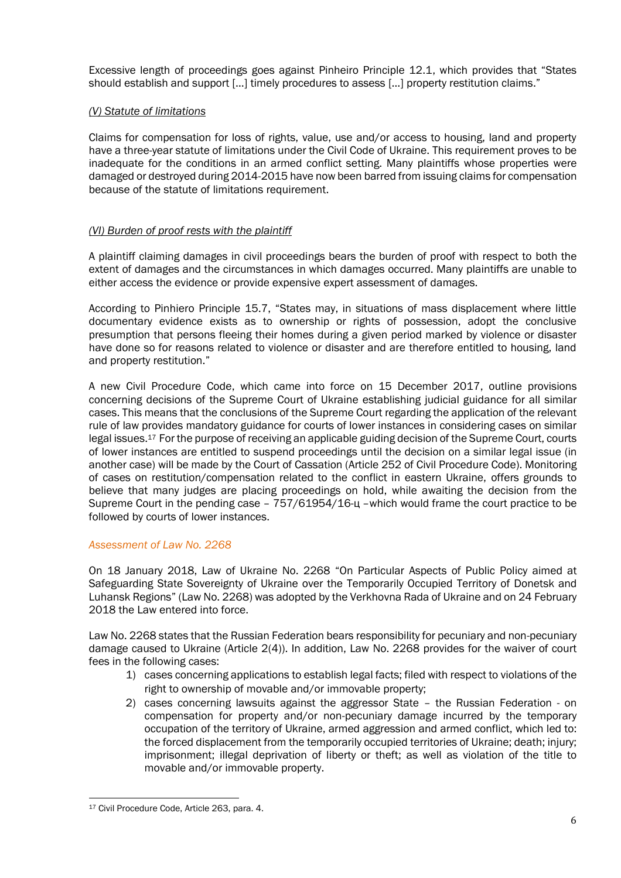Excessive length of proceedings goes against Pinheiro Principle 12.1, which provides that "States should establish and support [...] timely procedures to assess [...] property restitution claims."

*(V) Statute of limitations*

Claims for compensation for loss of rights, value, use and/or access to housing, land and property have a three-year statute of limitations under the Civil Code of Ukraine. This requirement proves to be inadequate for the conditions in an armed conflict setting. Many plaintiffs whose properties were damaged or destroyed during 2014-2015 have now been barred from issuing claims for compensation because of the statute of limitations requirement.

*(VI) Burden of proof rests with the plaintiff*

A plaintiff claiming damages in civil proceedings bears the burden of proof with respect to both the extent of damages and the circumstances in which damages occurred. Many plaintiffs are unable to either access the evidence or provide expensive expert assessment of damages.

According to Pinhiero Principle 15.7, "States may, in situations of mass displacement where little documentary evidence exists as to ownership or rights of possession, adopt the conclusive presumption that persons fleeing their homes during a given period marked by violence or disaster have done so for reasons related to violence or disaster and are therefore entitled to housing, land and property restitution."

A new Civil Procedure Code, which came into force on 15 December 2017, outline provisions concerning decisions of the Supreme Court of Ukraine establishing judicial guidance for all similar cases. This means that the conclusions of the Supreme Court regarding the application of the relevant rule of law provides mandatory guidance for courts of lower instances in considering cases on similar legal issues.[17] For the purpose of receiving an applicable guiding decision of the Supreme Court, courts of lower instances are entitled to suspend proceedings until the decision on a similar legal issue (in another case) will be made by the Court of Cassation (Article 252 of Civil Procedure Code). Monitoring of cases on restitution/compensation related to the conflict in eastern Ukraine, offers grounds to believe that many judges are placing proceedings on hold, while awaiting the decision from the Supreme Court in the pending case – 757/61954/16-ц –which would frame the court practice to be followed by courts of lower instances.

### *Assessment of Law No. 2268*

On 18 January 2018, Law of Ukraine No. 2268 "On Particular Aspects of Public Policy aimed at Safeguarding State Sovereignty of Ukraine over the Temporarily Occupied Territory of Donetsk and Luhansk Regions" (Law No. 2268) was adopted by the Verkhovna Rada of Ukraine and on 24 February 2018 the Law entered into force.

Law No. 2268 states that the Russian Federation bears responsibility for pecuniary and non-pecuniary damage caused to Ukraine (Article 2(4)). In addition, Law No. 2268 provides for the waiver of court fees in the following cases:

1) cases concerning applications to establish legal facts; filed with respect to violations of the right to ownership of movable and/or immovable property;
2) cases concerning lawsuits against the aggressor State – the Russian Federation - on compensation for property and/or non-pecuniary damage incurred by the temporary occupation of the territory of Ukraine, armed aggression and armed conflict, which led to: the forced displacement from the temporarily occupied territories of Ukraine; death; injury; imprisonment; illegal deprivation of liberty or theft; as well as violation of the title to movable and/or immovable property.

---

[17] Civil Procedure Code, Article 263, para. 4.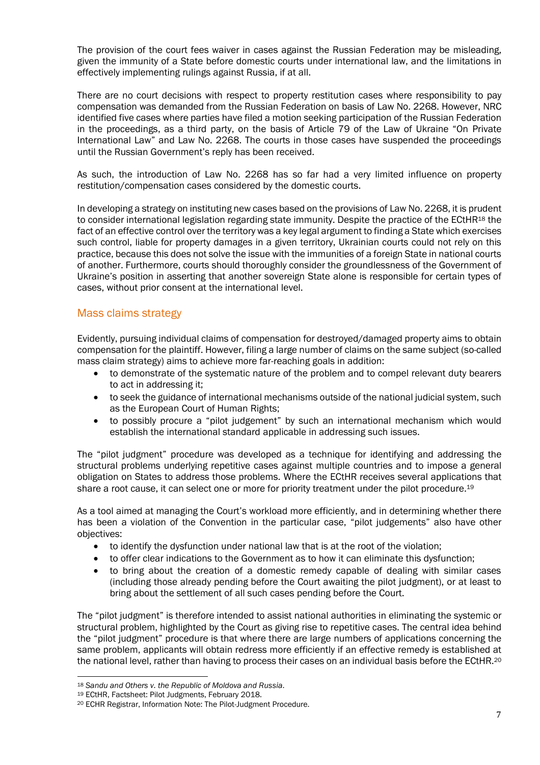The provision of the court fees waiver in cases against the Russian Federation may be misleading, given the immunity of a State before domestic courts under international law, and the limitations in effectively implementing rulings against Russia, if at all.

There are no court decisions with respect to property restitution cases where responsibility to pay compensation was demanded from the Russian Federation on basis of Law No. 2268. However, NRC identified five cases where parties have filed a motion seeking participation of the Russian Federation in the proceedings, as a third party, on the basis of Article 79 of the Law of Ukraine "On Private International Law" and Law No. 2268. The courts in those cases have suspended the proceedings until the Russian Government's reply has been received.

As such, the introduction of Law No. 2268 has so far had a very limited influence on property restitution/compensation cases considered by the domestic courts.

In developing a strategy on instituting new cases based on the provisions of Law No. 2268, it is prudent to consider international legislation regarding state immunity. Despite the practice of the ECtHR[18] the fact of an effective control over the territory was a key legal argument to finding a State which exercises such control, liable for property damages in a given territory, Ukrainian courts could not rely on this practice, because this does not solve the issue with the immunities of a foreign State in national courts of another. Furthermore, courts should thoroughly consider the groundlessness of the Government of Ukraine's position in asserting that another sovereign State alone is responsible for certain types of cases, without prior consent at the international level.

## Mass claims strategy

Evidently, pursuing individual claims of compensation for destroyed/damaged property aims to obtain compensation for the plaintiff. However, filing a large number of claims on the same subject (so-called mass claim strategy) aims to achieve more far-reaching goals in addition:

- to demonstrate of the systematic nature of the problem and to compel relevant duty bearers to act in addressing it;
- to seek the guidance of international mechanisms outside of the national judicial system, such as the European Court of Human Rights;
- to possibly procure a "pilot judgement" by such an international mechanism which would establish the international standard applicable in addressing such issues.

The "pilot judgment" procedure was developed as a technique for identifying and addressing the structural problems underlying repetitive cases against multiple countries and to impose a general obligation on States to address those problems. Where the ECtHR receives several applications that share a root cause, it can select one or more for priority treatment under the pilot procedure.[19]

As a tool aimed at managing the Court's workload more efficiently, and in determining whether there has been a violation of the Convention in the particular case, "pilot judgements" also have other objectives:

- to identify the dysfunction under national law that is at the root of the violation;
- to offer clear indications to the Government as to how it can eliminate this dysfunction;
- to bring about the creation of a domestic remedy capable of dealing with similar cases (including those already pending before the Court awaiting the pilot judgment), or at least to bring about the settlement of all such cases pending before the Court.

The "pilot judgment" is therefore intended to assist national authorities in eliminating the systemic or structural problem, highlighted by the Court as giving rise to repetitive cases. The central idea behind the "pilot judgment" procedure is that where there are large numbers of applications concerning the same problem, applicants will obtain redress more efficiently if an effective remedy is established at the national level, rather than having to process their cases on an individual basis before the ECtHR.[20]

---

[18] *Sandu and Others v. the Republic of Moldova and Russia*.

[19] ECtHR, Factsheet: Pilot Judgments, February 2018.

[20] ECHR Registrar, Information Note: The Pilot-Judgment Procedure.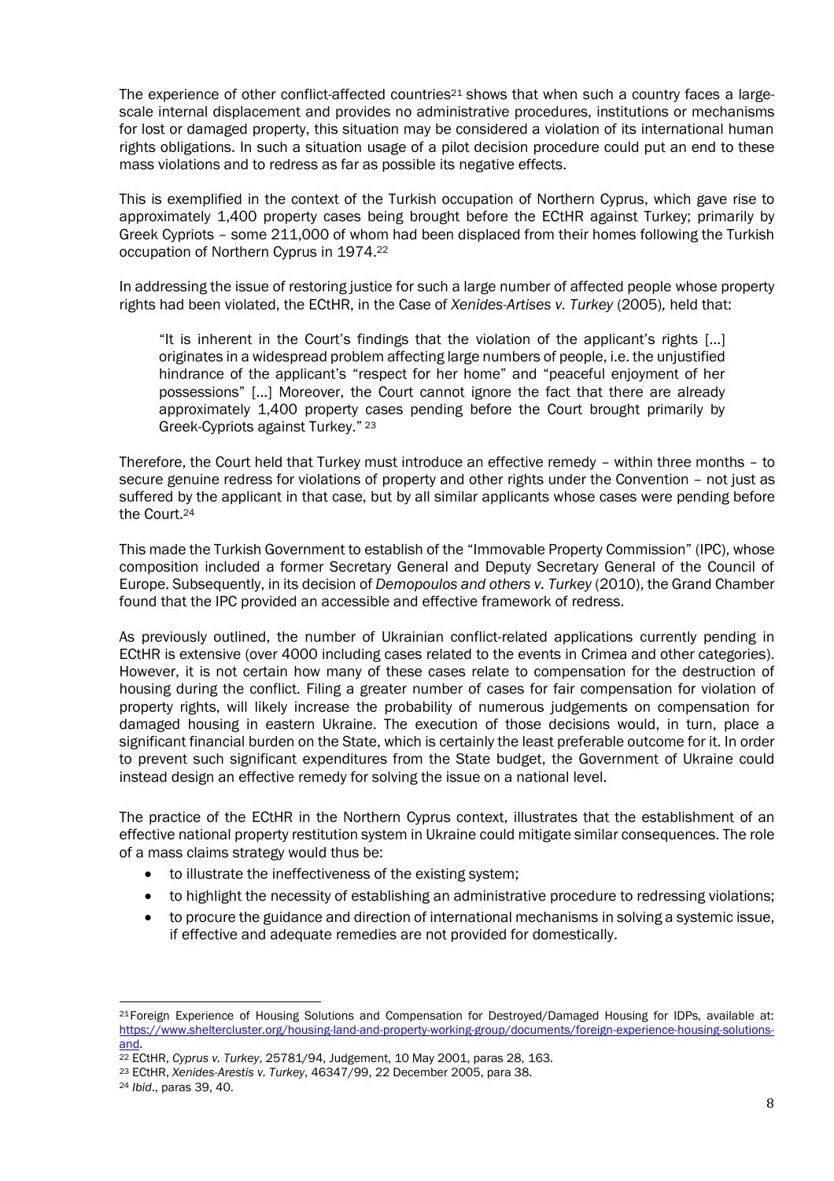The experience of other conflict-affected countries[21] shows that when such a country faces a large-scale internal displacement and provides no administrative procedures, institutions or mechanisms for lost or damaged property, this situation may be considered a violation of its international human rights obligations. In such a situation usage of a pilot decision procedure could put an end to these mass violations and to redress as far as possible its negative effects.

This is exemplified in the context of the Turkish occupation of Northern Cyprus, which gave rise to approximately 1,400 property cases being brought before the ECtHR against Turkey; primarily by Greek Cypriots – some 211,000 of whom had been displaced from their homes following the Turkish occupation of Northern Cyprus in 1974.[22]

In addressing the issue of restoring justice for such a large number of affected people whose property rights had been violated, the ECtHR, in the Case of *Xenides-Artises v. Turkey* (2005)*,* held that:

> "It is inherent in the Court's findings that the violation of the applicant's rights […] originates in a widespread problem affecting large numbers of people, i.e. the unjustified hindrance of the applicant's "respect for her home" and "peaceful enjoyment of her possessions" […] Moreover, the Court cannot ignore the fact that there are already approximately 1,400 property cases pending before the Court brought primarily by Greek-Cypriots against Turkey." [23]

Therefore, the Court held that Turkey must introduce an effective remedy – within three months – to secure genuine redress for violations of property and other rights under the Convention – not just as suffered by the applicant in that case, but by all similar applicants whose cases were pending before the Court.[24]

This made the Turkish Government to establish of the "Immovable Property Commission" (IPC), whose composition included a former Secretary General and Deputy Secretary General of the Council of Europe. Subsequently, in its decision of *Demopoulos and others v. Turkey* (2010), the Grand Chamber found that the IPC provided an accessible and effective framework of redress.

As previously outlined, the number of Ukrainian conflict-related applications currently pending in ECtHR is extensive (over 4000 including cases related to the events in Crimea and other categories). However, it is not certain how many of these cases relate to compensation for the destruction of housing during the conflict. Filing a greater number of cases for fair compensation for violation of property rights, will likely increase the probability of numerous judgements on compensation for damaged housing in eastern Ukraine. The execution of those decisions would, in turn, place a significant financial burden on the State, which is certainly the least preferable outcome for it. In order to prevent such significant expenditures from the State budget, the Government of Ukraine could instead design an effective remedy for solving the issue on a national level.

The practice of the ECtHR in the Northern Cyprus context, illustrates that the establishment of an effective national property restitution system in Ukraine could mitigate similar consequences. The role of a mass claims strategy would thus be:

- to illustrate the ineffectiveness of the existing system;
- to highlight the necessity of establishing an administrative procedure to redressing violations;
- to procure the guidance and direction of international mechanisms in solving a systemic issue, if effective and adequate remedies are not provided for domestically.

---

[21] Foreign Experience of Housing Solutions and Compensation for Destroyed/Damaged Housing for IDPs, available at: https://www.sheltercluster.org/housing-land-and-property-working-group/documents/foreign-experience-housing-solutions-and.

[22] ECtHR, *Cyprus v. Turkey*, 25781/94, Judgement, 10 May 2001, paras 28, 163.

[23] ECtHR, *Xenides-Arestis v. Turkey*, 46347/99, 22 December 2005, para 38.

[24] *Ibid*., paras 39, 40.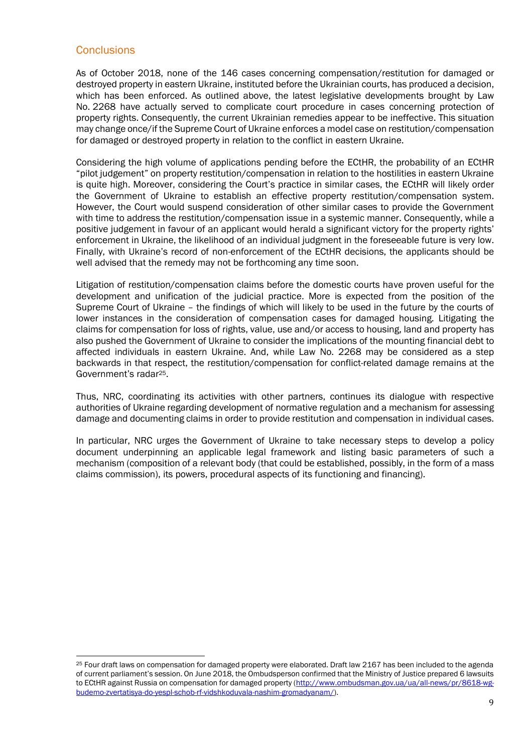## Conclusions

As of October 2018, none of the 146 cases concerning compensation/restitution for damaged or destroyed property in eastern Ukraine, instituted before the Ukrainian courts, has produced a decision, which has been enforced. As outlined above, the latest legislative developments brought by Law No. 2268 have actually served to complicate court procedure in cases concerning protection of property rights. Consequently, the current Ukrainian remedies appear to be ineffective. This situation may change once/if the Supreme Court of Ukraine enforces a model case on restitution/compensation for damaged or destroyed property in relation to the conflict in eastern Ukraine.

Considering the high volume of applications pending before the ECtHR, the probability of an ECtHR "pilot judgement" on property restitution/compensation in relation to the hostilities in eastern Ukraine is quite high. Moreover, considering the Court's practice in similar cases, the ECtHR will likely order the Government of Ukraine to establish an effective property restitution/compensation system. However, the Court would suspend consideration of other similar cases to provide the Government with time to address the restitution/compensation issue in a systemic manner. Consequently, while a positive judgement in favour of an applicant would herald a significant victory for the property rights' enforcement in Ukraine, the likelihood of an individual judgment in the foreseeable future is very low. Finally, with Ukraine's record of non-enforcement of the ECtHR decisions, the applicants should be well advised that the remedy may not be forthcoming any time soon.

Litigation of restitution/compensation claims before the domestic courts have proven useful for the development and unification of the judicial practice. More is expected from the position of the Supreme Court of Ukraine – the findings of which will likely to be used in the future by the courts of lower instances in the consideration of compensation cases for damaged housing. Litigating the claims for compensation for loss of rights, value, use and/or access to housing, land and property has also pushed the Government of Ukraine to consider the implications of the mounting financial debt to affected individuals in eastern Ukraine. And, while Law No. 2268 may be considered as a step backwards in that respect, the restitution/compensation for conflict-related damage remains at the Government's radar[25].

Thus, NRC, coordinating its activities with other partners, continues its dialogue with respective authorities of Ukraine regarding development of normative regulation and a mechanism for assessing damage and documenting claims in order to provide restitution and compensation in individual cases.

In particular, NRC urges the Government of Ukraine to take necessary steps to develop a policy document underpinning an applicable legal framework and listing basic parameters of such a mechanism (composition of a relevant body (that could be established, possibly, in the form of a mass claims commission), its powers, procedural aspects of its functioning and financing).

---

[25] Four draft laws on compensation for damaged property were elaborated. Draft law 2167 has been included to the agenda of current parliament's session. On June 2018, the Ombudsperson confirmed that the Ministry of Justice prepared 6 lawsuits to ECtHR against Russia on compensation for damaged property (http://www.ombudsman.gov.ua/ua/all-news/pr/8618-wg-budemo-zvertatisya-do-yespl-schob-rf-vidshkoduvala-nashim-gromadyanam/).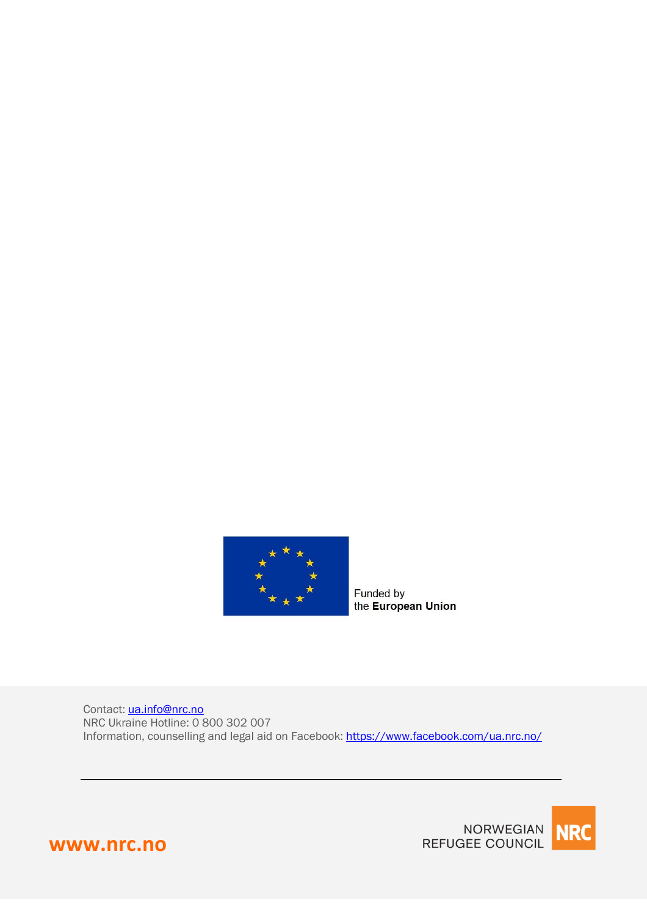Funded by
the **European Union**

Contact: ua.info@nrc.no
NRC Ukraine Hotline: 0 800 302 007
Information, counselling and legal aid on Facebook: https://www.facebook.com/ua.nrc.no/

**www.nrc.no**

NORWEGIAN REFUGEE COUNCIL